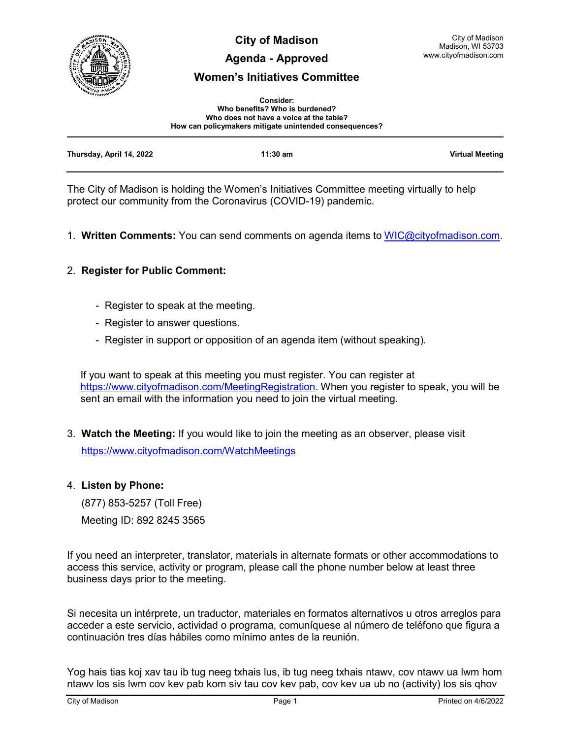# City of Madison

## Agenda - Approved

## Women's Initiatives Committee

City of Madison
Madison, WI 53703
www.cityofmadison.com

**Consider:**
**Who benefits? Who is burdened?**
**Who does not have a voice at the table?**
**How can policymakers mitigate unintended consequences?**

---

**Thursday, April 14, 2022** | **11:30 am** | **Virtual Meeting**

---

The City of Madison is holding the Women's Initiatives Committee meeting virtually to help protect our community from the Coronavirus (COVID-19) pandemic.

1. **Written Comments:** You can send comments on agenda items to WIC@cityofmadison.com.

2. **Register for Public Comment:**

   - Register to speak at the meeting.
   - Register to answer questions.
   - Register in support or opposition of an agenda item (without speaking).

   If you want to speak at this meeting you must register. You can register at https://www.cityofmadison.com/MeetingRegistration. When you register to speak, you will be sent an email with the information you need to join the virtual meeting.

3. **Watch the Meeting:** If you would like to join the meeting as an observer, please visit https://www.cityofmadison.com/WatchMeetings

4. **Listen by Phone:**

   (877) 853-5257 (Toll Free)

   Meeting ID: 892 8245 3565

If you need an interpreter, translator, materials in alternate formats or other accommodations to access this service, activity or program, please call the phone number below at least three business days prior to the meeting.

Si necesita un intérprete, un traductor, materiales en formatos alternativos u otros arreglos para acceder a este servicio, actividad o programa, comuníquese al número de teléfono que figura a continuación tres días hábiles como mínimo antes de la reunión.

Yog hais tias koj xav tau ib tug neeg txhais lus, ib tug neeg txhais ntawv, cov ntawv ua lwm hom ntawv los sis lwm cov kev pab kom siv tau cov kev pab, cov kev ua ub no (activity) los sis qhov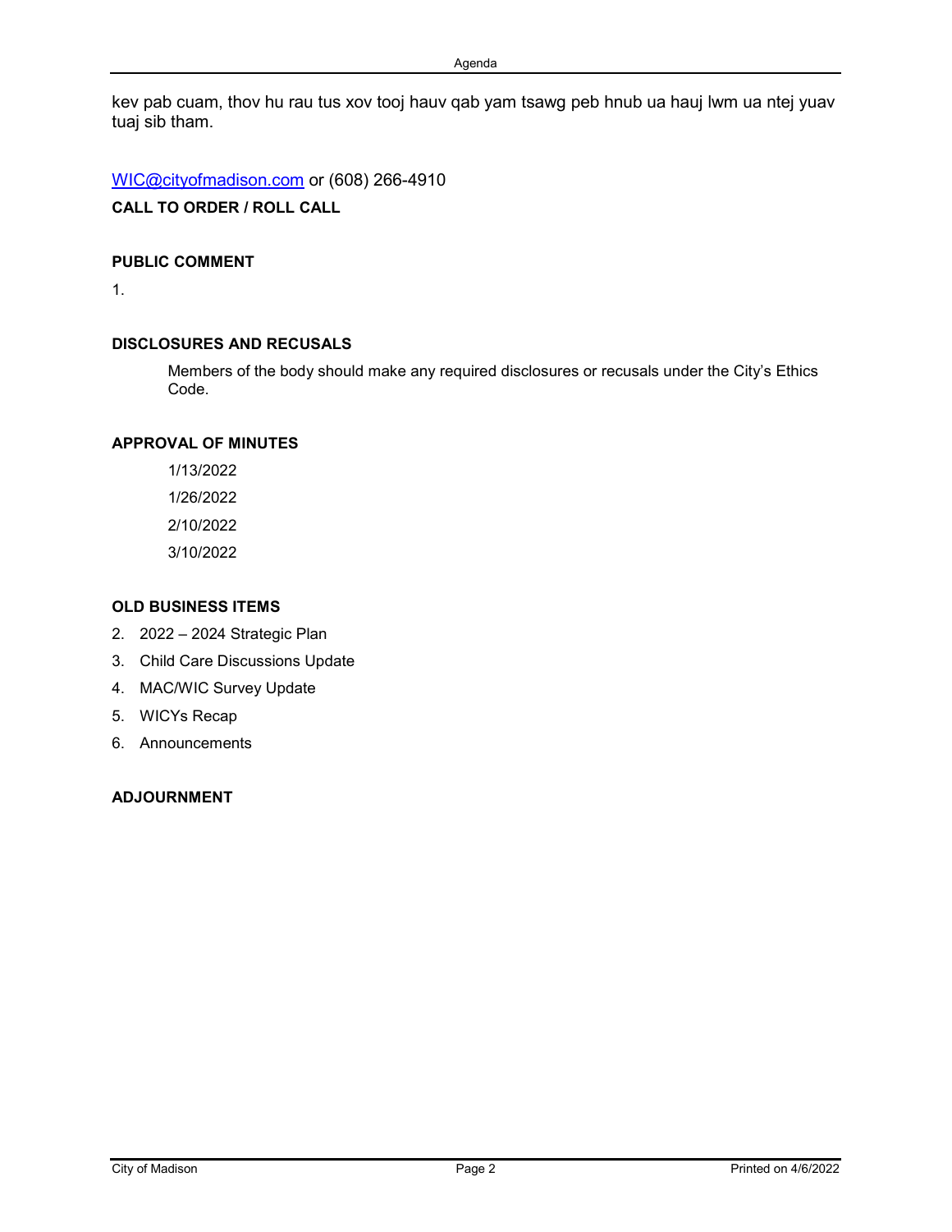kev pab cuam, thov hu rau tus xov tooj hauv qab yam tsawg peb hnub ua hauj lwm ua ntej yuav tuaj sib tham.

WIC@cityofmadison.com or (608) 266-4910

**CALL TO ORDER / ROLL CALL**

**PUBLIC COMMENT**

1.

**DISCLOSURES AND RECUSALS**

Members of the body should make any required disclosures or recusals under the City's Ethics Code.

**APPROVAL OF MINUTES**

1/13/2022

1/26/2022

2/10/2022

3/10/2022

**OLD BUSINESS ITEMS**

2. 2022 – 2024 Strategic Plan
3. Child Care Discussions Update
4. MAC/WIC Survey Update
5. WICYs Recap
6. Announcements

**ADJOURNMENT**